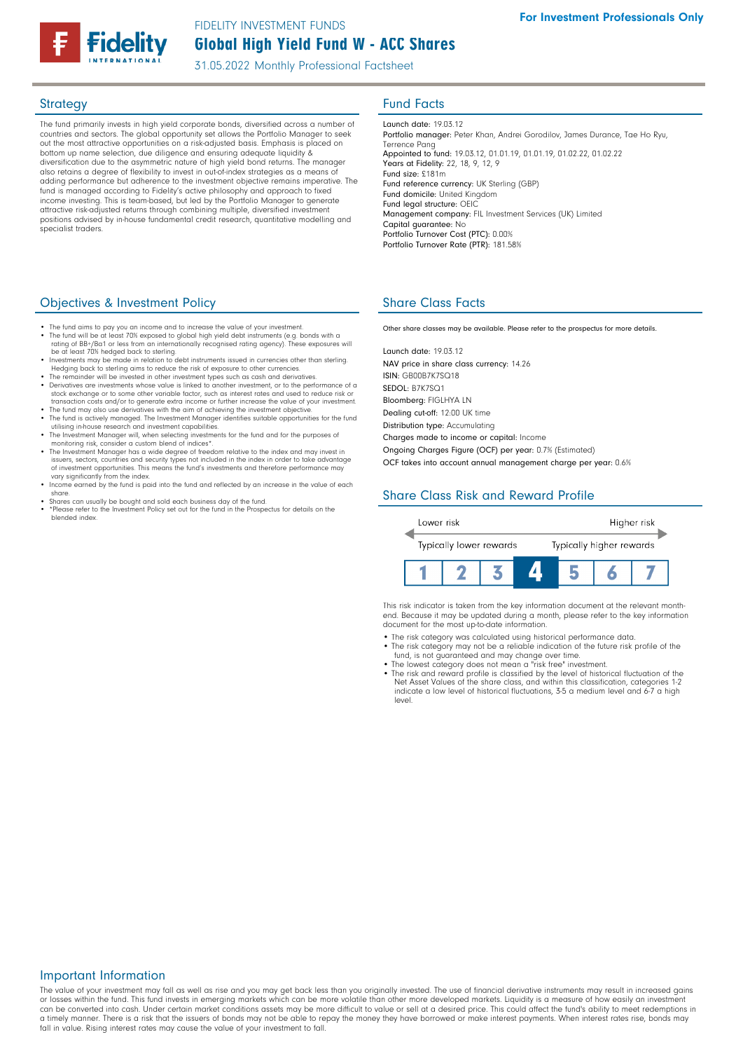FIDELITY INVESTMENT FUNDS

# Global High Yield Fund W - ACC Shares

31.05.2022 Monthly Professional Factsheet

**For Investment Professionals Only**

## Strategy

The fund primarily invests in high yield corporate bonds, diversified across a number of countries and sectors. The global opportunity set allows the Portfolio Manager to seek out the most attractive opportunities on a risk-adjusted basis. Emphasis is placed on bottom up name selection, due diligence and ensuring adequate liquidity & diversification due to the asymmetric nature of high yield bond returns. The manager also retains a degree of flexibility to invest in out-of-index strategies as a means of adding performance but adherence to the investment objective remains imperative. The fund is managed according to Fidelity's active philosophy and approach to fixed income investing. This is team-based, but led by the Portfolio Manager to generate attractive risk-adjusted returns through combining multiple, diversified investment positions advised by in-house fundamental credit research, quantitative modelling and specialist traders.

## Fund Facts

**Launch date:** 19.03.12
**Portfolio manager:** Peter Khan, Andrei Gorodilov, James Durance, Tae Ho Ryu, Terrence Pang
**Appointed to fund:** 19.03.12, 01.01.19, 01.01.19, 01.02.22, 01.02.22
**Years at Fidelity:** 22, 18, 9, 12, 9
**Fund size:** £181m
**Fund reference currency:** UK Sterling (GBP)
**Fund domicile:** United Kingdom
**Fund legal structure:** OEIC
**Management company:** FIL Investment Services (UK) Limited
**Capital guarantee:** No
**Portfolio Turnover Cost (PTC):** 0.00%
**Portfolio Turnover Rate (PTR):** 181.58%

## Objectives & Investment Policy

- The fund aims to pay you an income and to increase the value of your investment.
- The fund will be at least 70% exposed to global high yield debt instruments (e.g. bonds with a rating of BB+/Ba1 or less from an internationally recognised rating agency). These exposures will be at least 70% hedged back to sterling.
- Investments may be made in relation to debt instruments issued in currencies other than sterling. Hedging back to sterling aims to reduce the risk of exposure to other currencies.
- The remainder will be invested in other investment types such as cash and derivatives.
- Derivatives are investments whose value is linked to another investment, or to the performance of a stock exchange or to some other variable factor, such as interest rates and used to reduce risk or transaction costs and/or to generate extra income or further increase the value of your investment.
- The fund may also use derivatives with the aim of achieving the investment objective.
- The fund is actively managed. The Investment Manager identifies suitable opportunities for the fund utilising in-house research and investment capabilities.
- The Investment Manager will, when selecting investments for the fund and for the purposes of monitoring risk, consider a custom blend of indices*.
- The Investment Manager has a wide degree of freedom relative to the index and may invest in issuers, sectors, countries and security types not included in the index in order to take advantage of investment opportunities. This means the fund's investments and therefore performance may vary significantly from the index.
- Income earned by the fund is paid into the fund and reflected by an increase in the value of each share.
- Shares can usually be bought and sold each business day of the fund.
- *Please refer to the Investment Policy set out for the fund in the Prospectus for details on the blended index.

## Share Class Facts

Other share classes may be available. Please refer to the prospectus for more details.

**Launch date:** 19.03.12
**NAV price in share class currency:** 14.26
**ISIN:** GB00B7K7SQ18
**SEDOL:** B7K7SQ1
**Bloomberg:** FIGLHYA LN
**Dealing cut-off:** 12:00 UK time
**Distribution type:** Accumulating
**Charges made to income or capital:** Income
**Ongoing Charges Figure (OCF) per year:** 0.7% (Estimated)
**OCF takes into account annual management charge per year:** 0.6%

## Share Class Risk and Reward Profile

| Lower risk | | | | | | Higher risk |
|---|---|---|---|---|---|---|
| Typically lower rewards | | | | | | Typically higher rewards |
| 1 | 2 | 3 | **4** | 5 | 6 | 7 |

This risk indicator is taken from the key information document at the relevant month-end. Because it may be updated during a month, please refer to the key information document for the most up-to-date information.

- The risk category was calculated using historical performance data.
- The risk category may not be a reliable indication of the future risk profile of the fund, is not guaranteed and may change over time.
- The lowest category does not mean a "risk free" investment.
- The risk and reward profile is classified by the level of historical fluctuation of the Net Asset Values of the share class, and within this classification, categories 1-2 indicate a low level of historical fluctuations, 3-5 a medium level and 6-7 a high level.

## Important Information

The value of your investment may fall as well as rise and you may get back less than you originally invested. The use of financial derivative instruments may result in increased gains or losses within the fund. This fund invests in emerging markets which can be more volatile than other more developed markets. Liquidity is a measure of how easily an investment can be converted into cash. Under certain market conditions assets may be more difficult to value or sell at a desired price. This could affect the fund's ability to meet redemptions in a timely manner. There is a risk that the issuers of bonds may not be able to repay the money they have borrowed or make interest payments. When interest rates rise, bonds may fall in value. Rising interest rates may cause the value of your investment to fall.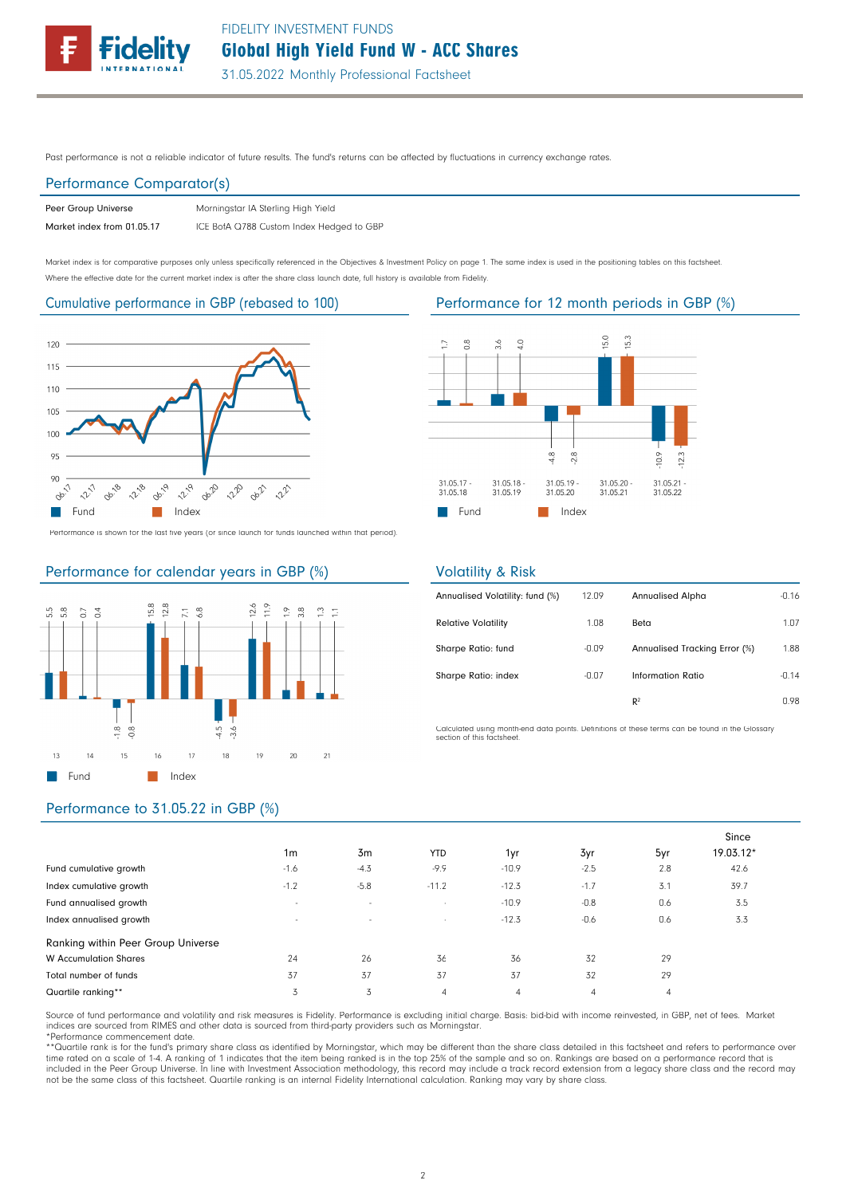Past performance is not a reliable indicator of future results. The fund's returns can be affected by fluctuations in currency exchange rates.

## Performance Comparator(s)

| | |
|---|---|
| Peer Group Universe | Morningstar IA Sterling High Yield |
| Market index from 01.05.17 | ICE BofA Q788 Custom Index Hedged to GBP |

Market index is for comparative purposes only unless specifically referenced in the Objectives & Investment Policy on page 1. The same index is used in the positioning tables on this factsheet.
Where the effective date for the current market index is after the share class launch date, full history is available from Fidelity.

## Cumulative performance in GBP (rebased to 100)

Fund | Index

Performance is shown for the last five years (or since launch for funds launched within that period).

## Performance for 12 month periods in GBP (%)

| | 31.05.17 - 31.05.18 | 31.05.18 - 31.05.19 | 31.05.19 - 31.05.20 | 31.05.20 - 31.05.21 | 31.05.21 - 31.05.22 |
|---|---|---|---|---|---|
| Fund | 1.7 | 3.6 | -4.8 | 15.0 | -10.9 |
| Index | 0.8 | 4.0 | -2.8 | 15.3 | -12.3 |

## Performance for calendar years in GBP (%)

| | 13 | 14 | 15 | 16 | 17 | 18 | 19 | 20 | 21 |
|---|---|---|---|---|---|---|---|---|---|
| Fund | 5.5 | 0.7 | -1.8 | 15.8 | 7.1 | -4.5 | 12.6 | 1.9 | 1.3 |
| Index | 5.8 | 0.4 | -0.8 | 12.8 | 6.8 | -3.6 | 11.9 | 3.8 | 1.1 |

## Volatility & Risk

| | | | |
|---|---|---|---|
| Annualised Volatility: fund (%) | 12.09 | Annualised Alpha | -0.16 |
| Relative Volatility | 1.08 | Beta | 1.07 |
| Sharpe Ratio: fund | -0.09 | Annualised Tracking Error (%) | 1.88 |
| Sharpe Ratio: index | -0.07 | Information Ratio | -0.14 |
| | | $R^2$ | 0.98 |

Calculated using month-end data points. Definitions of these terms can be found in the Glossary section of this factsheet.

## Performance to 31.05.22 in GBP (%)

| | 1m | 3m | YTD | 1yr | 3yr | 5yr | Since 19.03.12* |
|---|---|---|---|---|---|---|---|
| Fund cumulative growth | -1.6 | -4.3 | -9.9 | -10.9 | -2.5 | 2.8 | 42.6 |
| Index cumulative growth | -1.2 | -5.8 | -11.2 | -12.3 | -1.7 | 3.1 | 39.7 |
| Fund annualised growth | - | - | - | -10.9 | -0.8 | 0.6 | 3.5 |
| Index annualised growth | - | - | - | -12.3 | -0.6 | 0.6 | 3.3 |
| **Ranking within Peer Group Universe** | | | | | | | |
| W Accumulation Shares | 24 | 26 | 36 | 36 | 32 | 29 | |
| Total number of funds | 37 | 37 | 37 | 37 | 32 | 29 | |
| Quartile ranking** | 3 | 3 | 4 | 4 | 4 | 4 | |

Source of fund performance and volatility and risk measures is Fidelity. Performance is excluding initial charge. Basis: bid-bid with income reinvested, in GBP, net of fees. Market indices are sourced from RIMES and other data is sourced from third-party providers such as Morningstar.
*Performance commencement date.
**Quartile rank is for the fund's primary share class as identified by Morningstar, which may be different than the share class detailed in this factsheet and refers to performance over time rated on a scale of 1-4. A ranking of 1 indicates that the item being ranked is in the top 25% of the sample and so on. Rankings are based on a performance record that is included in the Peer Group Universe. In line with Investment Association methodology, this record may include a track record extension from a legacy share class and the record may not be the same class of this factsheet. Quartile ranking is an internal Fidelity International calculation. Ranking may vary by share class.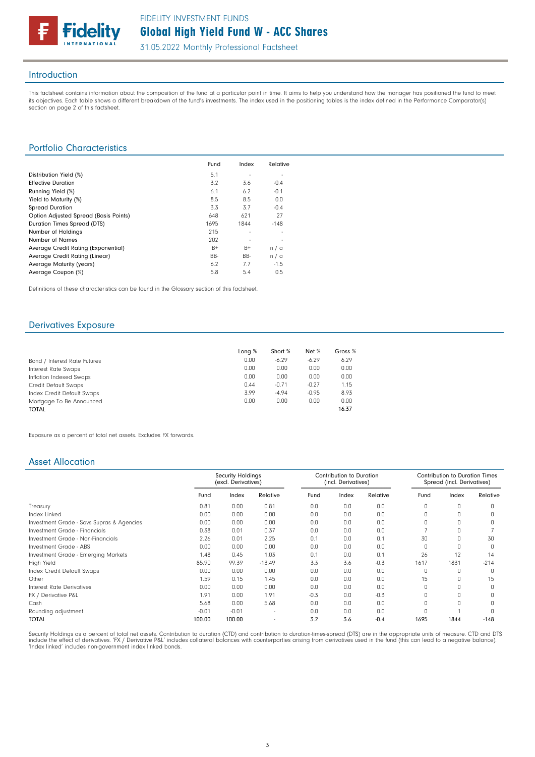# FIDELITY INVESTMENT FUNDS
## Global High Yield Fund W - ACC Shares
31.05.2022 Monthly Professional Factsheet

## Introduction

This factsheet contains information about the composition of the fund at a particular point in time. It aims to help you understand how the manager has positioned the fund to meet its objectives. Each table shows a different breakdown of the fund's investments. The index used in the positioning tables is the index defined in the Performance Comparator(s) section on page 2 of this factsheet.

## Portfolio Characteristics

| | Fund | Index | Relative |
|---|---|---|---|
| Distribution Yield (%) | 5.1 | - | - |
| Effective Duration | 3.2 | 3.6 | -0.4 |
| Running Yield (%) | 6.1 | 6.2 | -0.1 |
| Yield to Maturity (%) | 8.5 | 8.5 | 0.0 |
| Spread Duration | 3.3 | 3.7 | -0.4 |
| Option Adjusted Spread (Basis Points) | 648 | 621 | 27 |
| Duration Times Spread (DTS) | 1695 | 1844 | -148 |
| Number of Holdings | 215 | - | - |
| Number of Names | 202 | - | - |
| Average Credit Rating (Exponential) | B+ | B+ | n / a |
| Average Credit Rating (Linear) | BB- | BB- | n / a |
| Average Maturity (years) | 6.2 | 7.7 | -1.5 |
| Average Coupon (%) | 5.8 | 5.4 | 0.5 |

Definitions of these characteristics can be found in the Glossary section of this factsheet.

## Derivatives Exposure

| | Long % | Short % | Net % | Gross % |
|---|---|---|---|---|
| Bond / Interest Rate Futures | 0.00 | -6.29 | -6.29 | 6.29 |
| Interest Rate Swaps | 0.00 | 0.00 | 0.00 | 0.00 |
| Inflation Indexed Swaps | 0.00 | 0.00 | 0.00 | 0.00 |
| Credit Default Swaps | 0.44 | -0.71 | -0.27 | 1.15 |
| Index Credit Default Swaps | 3.99 | -4.94 | -0.95 | 8.93 |
| Mortgage To Be Announced | 0.00 | 0.00 | 0.00 | 0.00 |
| TOTAL | | | | 16.37 |

Exposure as a percent of total net assets. Excludes FX forwards.

## Asset Allocation

| | Security Holdings (excl. Derivatives) | | | Contribution to Duration (incl. Derivatives) | | | Contribution to Duration Times Spread (incl. Derivatives) | | |
|---|---|---|---|---|---|---|---|---|---|
| | Fund | Index | Relative | Fund | Index | Relative | Fund | Index | Relative |
| Treasury | 0.81 | 0.00 | 0.81 | 0.0 | 0.0 | 0.0 | 0 | 0 | 0 |
| Index Linked | 0.00 | 0.00 | 0.00 | 0.0 | 0.0 | 0.0 | 0 | 0 | 0 |
| Investment Grade - Sovs Supras & Agencies | 0.00 | 0.00 | 0.00 | 0.0 | 0.0 | 0.0 | 0 | 0 | 0 |
| Investment Grade - Financials | 0.38 | 0.01 | 0.37 | 0.0 | 0.0 | 0.0 | 7 | 0 | 7 |
| Investment Grade - Non-Financials | 2.26 | 0.01 | 2.25 | 0.1 | 0.0 | 0.1 | 30 | 0 | 30 |
| Investment Grade - ABS | 0.00 | 0.00 | 0.00 | 0.0 | 0.0 | 0.0 | 0 | 0 | 0 |
| Investment Grade - Emerging Markets | 1.48 | 0.45 | 1.03 | 0.1 | 0.0 | 0.1 | 26 | 12 | 14 |
| High Yield | 85.90 | 99.39 | -13.49 | 3.3 | 3.6 | -0.3 | 1617 | 1831 | -214 |
| Index Credit Default Swaps | 0.00 | 0.00 | 0.00 | 0.0 | 0.0 | 0.0 | 0 | 0 | 0 |
| Other | 1.59 | 0.15 | 1.45 | 0.0 | 0.0 | 0.0 | 15 | 0 | 15 |
| Interest Rate Derivatives | 0.00 | 0.00 | 0.00 | 0.0 | 0.0 | 0.0 | 0 | 0 | 0 |
| FX / Derivative P&L | 1.91 | 0.00 | 1.91 | -0.3 | 0.0 | -0.3 | 0 | 0 | 0 |
| Cash | 5.68 | 0.00 | 5.68 | 0.0 | 0.0 | 0.0 | 0 | 0 | 0 |
| Rounding adjustment | -0.01 | -0.01 | - | 0.0 | 0.0 | 0.0 | 0 | 1 | 0 |
| TOTAL | 100.00 | 100.00 | - | 3.2 | 3.6 | -0.4 | 1695 | 1844 | -148 |

Security Holdings as a percent of total net assets. Contribution to duration (CTD) and contribution to duration-times-spread (DTS) are in the appropriate units of measure. CTD and DTS include the effect of derivatives. 'FX / Derivative P&L' includes collateral balances with counterparties arising from derivatives used in the fund (this can lead to a negative balance). 'Index linked' includes non-government index linked bonds.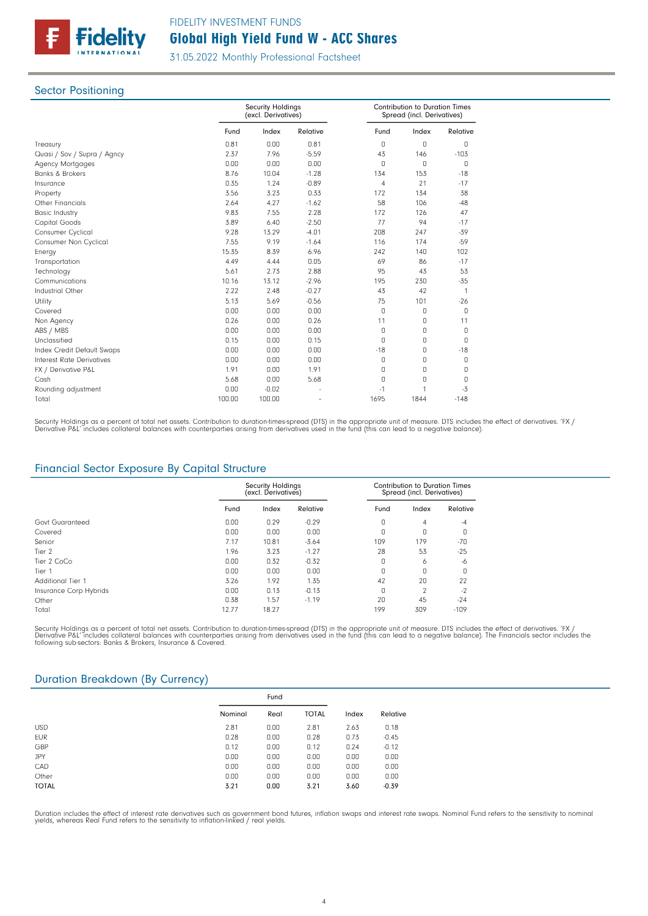## Sector Positioning

| | Security Holdings (excl. Derivatives) | | | Contribution to Duration Times Spread (incl. Derivatives) | | |
|---|---|---|---|---|---|---|
| | Fund | Index | Relative | Fund | Index | Relative |
| Treasury | 0.81 | 0.00 | 0.81 | 0 | 0 | 0 |
| Quasi / Sov / Supra / Agncy | 2.37 | 7.96 | -5.59 | 43 | 146 | -103 |
| Agency Mortgages | 0.00 | 0.00 | 0.00 | 0 | 0 | 0 |
| Banks & Brokers | 8.76 | 10.04 | -1.28 | 134 | 153 | -18 |
| Insurance | 0.35 | 1.24 | -0.89 | 4 | 21 | -17 |
| Property | 3.56 | 3.23 | 0.33 | 172 | 134 | 38 |
| Other Financials | 2.64 | 4.27 | -1.62 | 58 | 106 | -48 |
| Basic Industry | 9.83 | 7.55 | 2.28 | 172 | 126 | 47 |
| Capital Goods | 3.89 | 6.40 | -2.50 | 77 | 94 | -17 |
| Consumer Cyclical | 9.28 | 13.29 | -4.01 | 208 | 247 | -39 |
| Consumer Non Cyclical | 7.55 | 9.19 | -1.64 | 116 | 174 | -59 |
| Energy | 15.35 | 8.39 | 6.96 | 242 | 140 | 102 |
| Transportation | 4.49 | 4.44 | 0.05 | 69 | 86 | -17 |
| Technology | 5.61 | 2.73 | 2.88 | 95 | 43 | 53 |
| Communications | 10.16 | 13.12 | -2.96 | 195 | 230 | -35 |
| Industrial Other | 2.22 | 2.48 | -0.27 | 43 | 42 | 1 |
| Utility | 5.13 | 5.69 | -0.56 | 75 | 101 | -26 |
| Covered | 0.00 | 0.00 | 0.00 | 0 | 0 | 0 |
| Non Agency | 0.26 | 0.00 | 0.26 | 11 | 0 | 11 |
| ABS / MBS | 0.00 | 0.00 | 0.00 | 0 | 0 | 0 |
| Unclassified | 0.15 | 0.00 | 0.15 | 0 | 0 | 0 |
| Index Credit Default Swaps | 0.00 | 0.00 | 0.00 | -18 | 0 | -18 |
| Interest Rate Derivatives | 0.00 | 0.00 | 0.00 | 0 | 0 | 0 |
| FX / Derivative P&L | 1.91 | 0.00 | 1.91 | 0 | 0 | 0 |
| Cash | 5.68 | 0.00 | 5.68 | 0 | 0 | 0 |
| Rounding adjustment | 0.00 | -0.02 | - | -1 | 1 | -3 |
| Total | 100.00 | 100.00 | - | 1695 | 1844 | -148 |

Security Holdings as a percent of total net assets. Contribution to duration-times-spread (DTS) in the appropriate unit of measure. DTS includes the effect of derivatives. 'FX / Derivative P&L' includes collateral balances with counterparties arising from derivatives used in the fund (this can lead to a negative balance).

## Financial Sector Exposure By Capital Structure

| | Security Holdings (excl. Derivatives) | | | Contribution to Duration Times Spread (incl. Derivatives) | | |
|---|---|---|---|---|---|---|
| | Fund | Index | Relative | Fund | Index | Relative |
| Govt Guaranteed | 0.00 | 0.29 | -0.29 | 0 | 4 | -4 |
| Covered | 0.00 | 0.00 | 0.00 | 0 | 0 | 0 |
| Senior | 7.17 | 10.81 | -3.64 | 109 | 179 | -70 |
| Tier 2 | 1.96 | 3.23 | -1.27 | 28 | 53 | -25 |
| Tier 2 CoCo | 0.00 | 0.32 | -0.32 | 0 | 6 | -6 |
| Tier 1 | 0.00 | 0.00 | 0.00 | 0 | 0 | 0 |
| Additional Tier 1 | 3.26 | 1.92 | 1.35 | 42 | 20 | 22 |
| Insurance Corp Hybrids | 0.00 | 0.13 | -0.13 | 0 | 2 | -2 |
| Other | 0.38 | 1.57 | -1.19 | 20 | 45 | -24 |
| Total | 12.77 | 18.27 | | 199 | 309 | -109 |

Security Holdings as a percent of total net assets. Contribution to duration-times-spread (DTS) in the appropriate unit of measure. DTS includes the effect of derivatives. 'FX / Derivative P&L' includes collateral balances with counterparties arising from derivatives used in the fund (this can lead to a negative balance). The Financials sector includes the following sub-sectors: Banks & Brokers, Insurance & Covered.

## Duration Breakdown (By Currency)

| | Fund | | | | |
|---|---|---|---|---|---|
| | Nominal | Real | TOTAL | Index | Relative |
| USD | 2.81 | 0.00 | 2.81 | 2.63 | 0.18 |
| EUR | 0.28 | 0.00 | 0.28 | 0.73 | -0.45 |
| GBP | 0.12 | 0.00 | 0.12 | 0.24 | -0.12 |
| JPY | 0.00 | 0.00 | 0.00 | 0.00 | 0.00 |
| CAD | 0.00 | 0.00 | 0.00 | 0.00 | 0.00 |
| Other | 0.00 | 0.00 | 0.00 | 0.00 | 0.00 |
| **TOTAL** | **3.21** | **0.00** | **3.21** | **3.60** | **-0.39** |

Duration includes the effect of interest rate derivatives such as government bond futures, inflation swaps and interest rate swaps. Nominal Fund refers to the sensitivity to nominal yields, whereas Real Fund refers to the sensitivity to inflation-linked / real yields.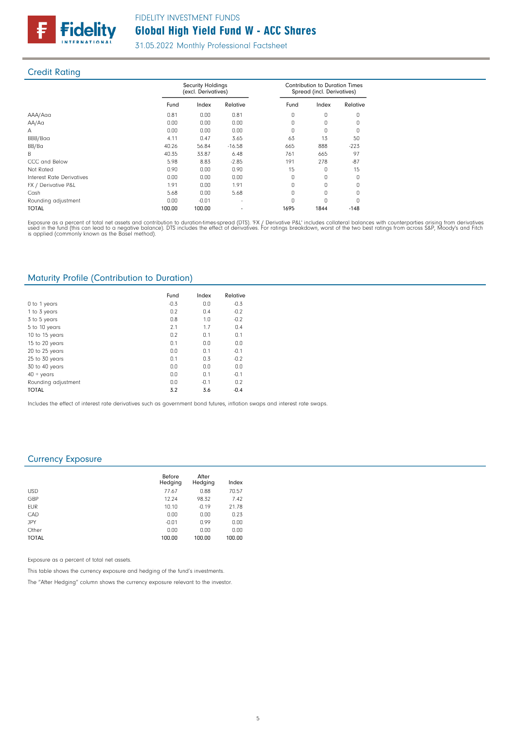## Credit Rating

| | Security Holdings (excl. Derivatives) | | | Contribution to Duration Times Spread (incl. Derivatives) | | |
|---|---|---|---|---|---|---|
| | Fund | Index | Relative | Fund | Index | Relative |
| AAA/Aaa | 0.81 | 0.00 | 0.81 | 0 | 0 | 0 |
| AA/Aa | 0.00 | 0.00 | 0.00 | 0 | 0 | 0 |
| A | 0.00 | 0.00 | 0.00 | 0 | 0 | 0 |
| BBB/Baa | 4.11 | 0.47 | 3.65 | 63 | 13 | 50 |
| BB/Ba | 40.26 | 56.84 | -16.58 | 665 | 888 | -223 |
| B | 40.35 | 33.87 | 6.48 | 761 | 665 | 97 |
| CCC and Below | 5.98 | 8.83 | -2.85 | 191 | 278 | -87 |
| Not Rated | 0.90 | 0.00 | 0.90 | 15 | 0 | 15 |
| Interest Rate Derivatives | 0.00 | 0.00 | 0.00 | 0 | 0 | 0 |
| FX / Derivative P&L | 1.91 | 0.00 | 1.91 | 0 | 0 | 0 |
| Cash | 5.68 | 0.00 | 5.68 | 0 | 0 | 0 |
| Rounding adjustment | 0.00 | -0.01 | - | 0 | 0 | 0 |
| **TOTAL** | **100.00** | **100.00** | - | **1695** | **1844** | **-148** |

Exposure as a percent of total net assets and contribution to duration-times-spread (DTS). 'FX / Derivative P&L' includes collateral balances with counterparties arising from derivatives used in the fund (this can lead to a negative balance). DTS includes the effect of derivatives. For ratings breakdown, worst of the two best ratings from across S&P, Moody's and Fitch is applied (commonly known as the Basel method).

## Maturity Profile (Contribution to Duration)

| | Fund | Index | Relative |
|---|---|---|---|
| 0 to 1 years | -0.3 | 0.0 | -0.3 |
| 1 to 3 years | 0.2 | 0.4 | -0.2 |
| 3 to 5 years | 0.8 | 1.0 | -0.2 |
| 5 to 10 years | 2.1 | 1.7 | 0.4 |
| 10 to 15 years | 0.2 | 0.1 | 0.1 |
| 15 to 20 years | 0.1 | 0.0 | 0.0 |
| 20 to 25 years | 0.0 | 0.1 | -0.1 |
| 25 to 30 years | 0.1 | 0.3 | -0.2 |
| 30 to 40 years | 0.0 | 0.0 | 0.0 |
| 40 + years | 0.0 | 0.1 | -0.1 |
| Rounding adjustment | 0.0 | -0.1 | 0.2 |
| **TOTAL** | **3.2** | **3.6** | **-0.4** |

Includes the effect of interest rate derivatives such as government bond futures, inflation swaps and interest rate swaps.

## Currency Exposure

| | Before Hedging | After Hedging | Index |
|---|---|---|---|
| USD | 77.67 | 0.88 | 70.57 |
| GBP | 12.24 | 98.32 | 7.42 |
| EUR | 10.10 | -0.19 | 21.78 |
| CAD | 0.00 | 0.00 | 0.23 |
| JPY | -0.01 | 0.99 | 0.00 |
| Other | 0.00 | 0.00 | 0.00 |
| **TOTAL** | **100.00** | **100.00** | **100.00** |

Exposure as a percent of total net assets.

This table shows the currency exposure and hedging of the fund's investments.

The "After Hedging" column shows the currency exposure relevant to the investor.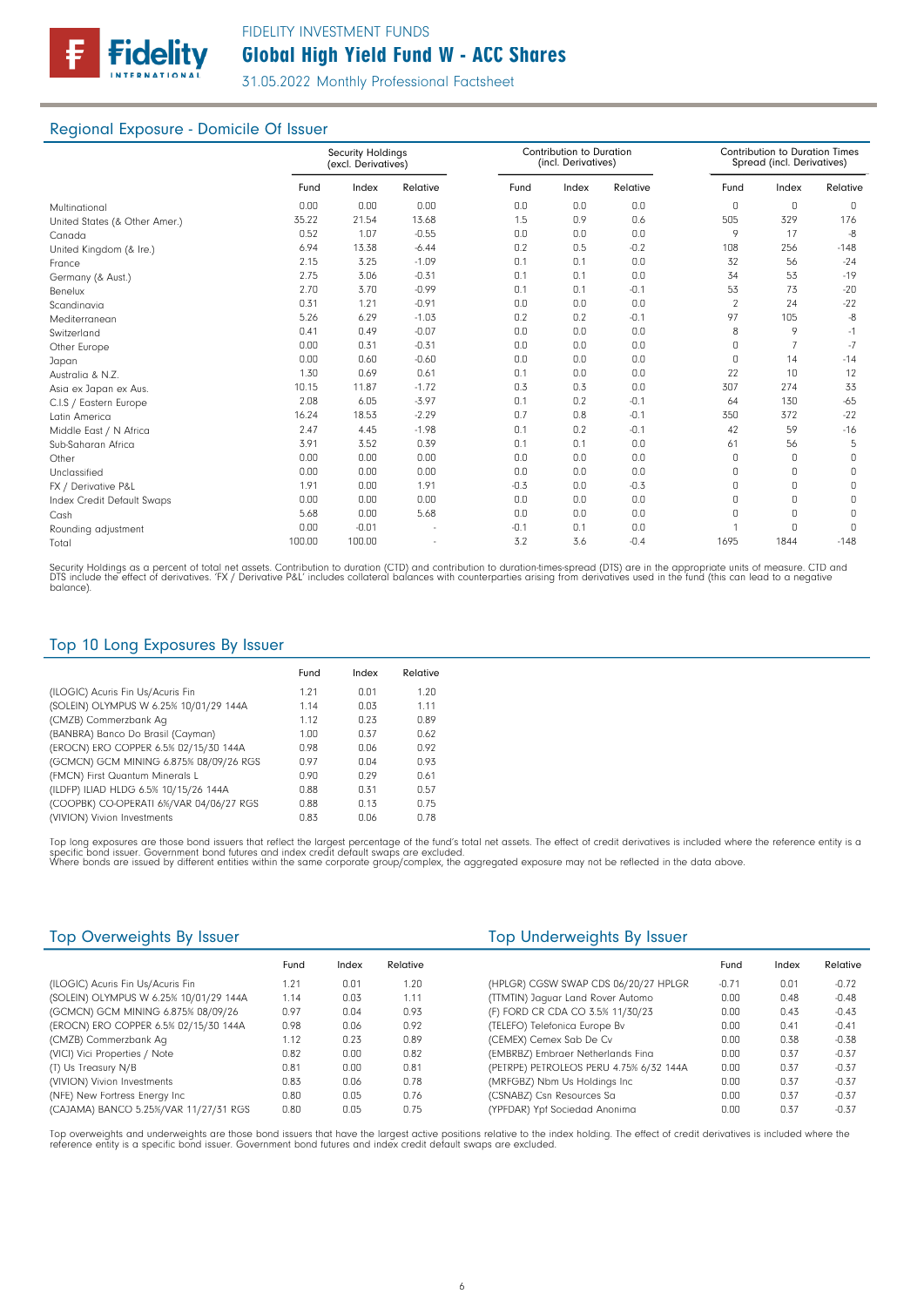## Regional Exposure - Domicile Of Issuer

| | Security Holdings (excl. Derivatives) | | | Contribution to Duration (incl. Derivatives) | | | Contribution to Duration Times Spread (incl. Derivatives) | | |
|---|---|---|---|---|---|---|---|---|---|
| | Fund | Index | Relative | Fund | Index | Relative | Fund | Index | Relative |
| Multinational | 0.00 | 0.00 | 0.00 | 0.0 | 0.0 | 0.0 | 0 | 0 | 0 |
| United States (& Other Amer.) | 35.22 | 21.54 | 13.68 | 1.5 | 0.9 | 0.6 | 505 | 329 | 176 |
| Canada | 0.52 | 1.07 | -0.55 | 0.0 | 0.0 | 0.0 | 9 | 17 | -8 |
| United Kingdom (& Ire.) | 6.94 | 13.38 | -6.44 | 0.2 | 0.5 | -0.2 | 108 | 256 | -148 |
| France | 2.15 | 3.25 | -1.09 | 0.1 | 0.1 | 0.0 | 32 | 56 | -24 |
| Germany (& Aust.) | 2.75 | 3.06 | -0.31 | 0.1 | 0.1 | 0.0 | 34 | 53 | -19 |
| Benelux | 2.70 | 3.70 | -0.99 | 0.1 | 0.1 | -0.1 | 53 | 73 | -20 |
| Scandinavia | 0.31 | 1.21 | -0.91 | 0.0 | 0.0 | 0.0 | 2 | 24 | -22 |
| Mediterranean | 5.26 | 6.29 | -1.03 | 0.2 | 0.2 | -0.1 | 97 | 105 | -8 |
| Switzerland | 0.41 | 0.49 | -0.07 | 0.0 | 0.0 | 0.0 | 8 | 9 | -1 |
| Other Europe | 0.00 | 0.31 | -0.31 | 0.0 | 0.0 | 0.0 | 0 | 7 | -7 |
| Japan | 0.00 | 0.60 | -0.60 | 0.0 | 0.0 | 0.0 | 0 | 14 | -14 |
| Australia & N.Z. | 1.30 | 0.69 | 0.61 | 0.1 | 0.0 | 0.0 | 22 | 10 | 12 |
| Asia ex Japan ex Aus. | 10.15 | 11.87 | -1.72 | 0.3 | 0.3 | 0.0 | 307 | 274 | 33 |
| C.I.S / Eastern Europe | 2.08 | 6.05 | -3.97 | 0.1 | 0.2 | -0.1 | 64 | 130 | -65 |
| Latin America | 16.24 | 18.53 | -2.29 | 0.7 | 0.8 | -0.1 | 350 | 372 | -22 |
| Middle East / N Africa | 2.47 | 4.45 | -1.98 | 0.1 | 0.2 | -0.1 | 42 | 59 | -16 |
| Sub-Saharan Africa | 3.91 | 3.52 | 0.39 | 0.1 | 0.1 | 0.0 | 61 | 56 | 5 |
| Other | 0.00 | 0.00 | 0.00 | 0.0 | 0.0 | 0.0 | 0 | 0 | 0 |
| Unclassified | 0.00 | 0.00 | 0.00 | 0.0 | 0.0 | 0.0 | 0 | 0 | 0 |
| FX / Derivative P&L | 1.91 | 0.00 | 1.91 | -0.3 | 0.0 | -0.3 | 0 | 0 | 0 |
| Index Credit Default Swaps | 0.00 | 0.00 | 0.00 | 0.0 | 0.0 | 0.0 | 0 | 0 | 0 |
| Cash | 5.68 | 0.00 | 5.68 | 0.0 | 0.0 | 0.0 | 0 | 0 | 0 |
| Rounding adjustment | 0.00 | -0.01 | - | -0.1 | 0.1 | 0.0 | 1 | 0 | 0 |
| Total | 100.00 | 100.00 | - | 3.2 | 3.6 | -0.4 | 1695 | 1844 | -148 |

Security Holdings as a percent of total net assets. Contribution to duration (CTD) and contribution to duration-times-spread (DTS) are in the appropriate units of measure. CTD and DTS include the effect of derivatives. 'FX / Derivative P&L' includes collateral balances with counterparties arising from derivatives used in the fund (this can lead to a negative balance).

## Top 10 Long Exposures By Issuer

| | Fund | Index | Relative |
|---|---|---|---|
| (ILOGIC) Acuris Fin Us/Acuris Fin | 1.21 | 0.01 | 1.20 |
| (SOLEIN) OLYMPUS W 6.25% 10/01/29 144A | 1.14 | 0.03 | 1.11 |
| (CMZB) Commerzbank Ag | 1.12 | 0.23 | 0.89 |
| (BANBRA) Banco Do Brasil (Cayman) | 1.00 | 0.37 | 0.62 |
| (EROCN) ERO COPPER 6.5% 02/15/30 144A | 0.98 | 0.06 | 0.92 |
| (GCMCN) GCM MINING 6.875% 08/09/26 RGS | 0.97 | 0.04 | 0.93 |
| (FMCN) First Quantum Minerals L | 0.90 | 0.29 | 0.61 |
| (ILDFP) ILIAD HLDG 6.5% 10/15/26 144A | 0.88 | 0.31 | 0.57 |
| (COOPBK) CO-OPERATI 6%/VAR 04/06/27 RGS | 0.88 | 0.13 | 0.75 |
| (VIVION) Vivion Investments | 0.83 | 0.06 | 0.78 |

Top long exposures are those bond issuers that reflect the largest percentage of the fund's total net assets. The effect of credit derivatives is included where the reference entity is a specific bond issuer. Government bond futures and index credit default swaps are excluded.
Where bonds are issued by different entities within the same corporate group/complex, the aggregated exposure may not be reflected in the data above.

## Top Overweights By Issuer

| | Fund | Index | Relative |
|---|---|---|---|
| (ILOGIC) Acuris Fin Us/Acuris Fin | 1.21 | 0.01 | 1.20 |
| (SOLEIN) OLYMPUS W 6.25% 10/01/29 144A | 1.14 | 0.03 | 1.11 |
| (GCMCN) GCM MINING 6.875% 08/09/26 | 0.97 | 0.04 | 0.93 |
| (EROCN) ERO COPPER 6.5% 02/15/30 144A | 0.98 | 0.06 | 0.92 |
| (CMZB) Commerzbank Ag | 1.12 | 0.23 | 0.89 |
| (VICI) Vici Properties / Note | 0.82 | 0.00 | 0.82 |
| (T) Us Treasury N/B | 0.81 | 0.00 | 0.81 |
| (VIVION) Vivion Investments | 0.83 | 0.06 | 0.78 |
| (NFE) New Fortress Energy Inc | 0.80 | 0.05 | 0.76 |
| (CAJAMA) BANCO 5.25%/VAR 11/27/31 RGS | 0.80 | 0.05 | 0.75 |

## Top Underweights By Issuer

| | Fund | Index | Relative |
|---|---|---|---|
| (HPLGR) CGSW SWAP CDS 06/20/27 HPLGR | -0.71 | 0.01 | -0.72 |
| (TTMTIN) Jaguar Land Rover Automo | 0.00 | 0.48 | -0.48 |
| (F) FORD CR CDA CO 3.5% 11/30/23 | 0.00 | 0.43 | -0.43 |
| (TELEFO) Telefonica Europe Bv | 0.00 | 0.41 | -0.41 |
| (CEMEX) Cemex Sab De Cv | 0.00 | 0.38 | -0.38 |
| (EMBRBZ) Embraer Netherlands Fina | 0.00 | 0.37 | -0.37 |
| (PETRPE) PETROLEOS PERU 4.75% 6/32 144A | 0.00 | 0.37 | -0.37 |
| (MRFGBZ) Nbm Us Holdings Inc | 0.00 | 0.37 | -0.37 |
| (CSNABZ) Csn Resources Sa | 0.00 | 0.37 | -0.37 |
| (YPFDAR) Ypf Sociedad Anonima | 0.00 | 0.37 | -0.37 |

Top overweights and underweights are those bond issuers that have the largest active positions relative to the index holding. The effect of credit derivatives is included where the reference entity is a specific bond issuer. Government bond futures and index credit default swaps are excluded.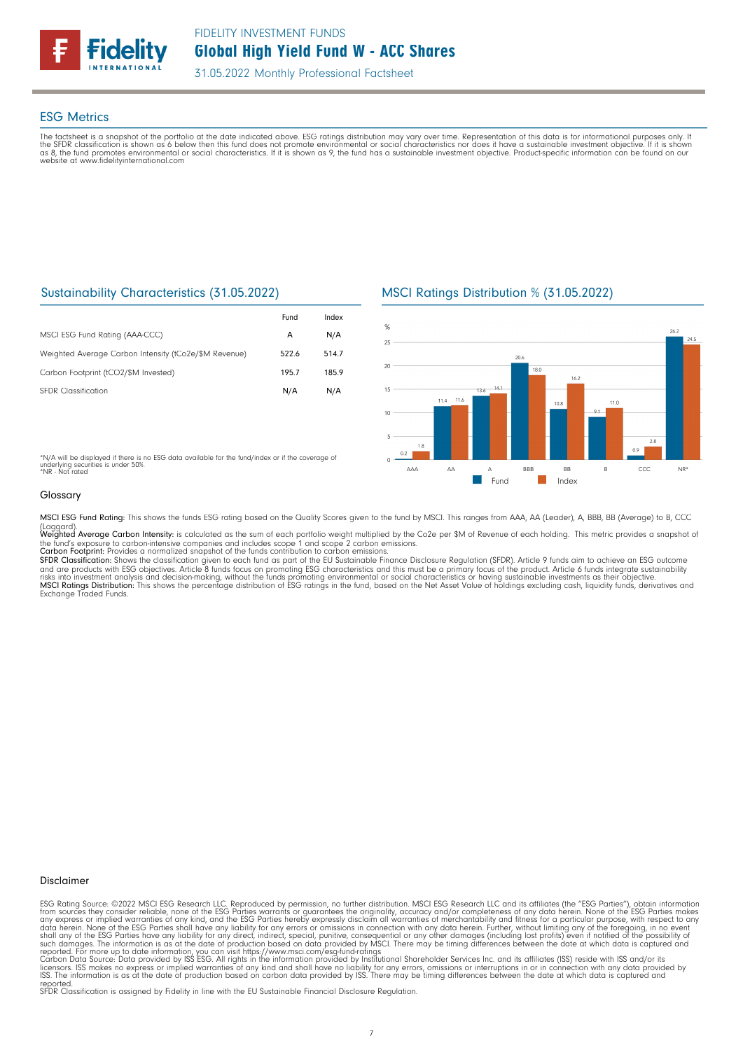## ESG Metrics

The factsheet is a snapshot of the portfolio at the date indicated above. ESG ratings distribution may vary over time. Representation of this data is for informational purposes only. If the SFDR classification is shown as 6 below then this fund does not promote environmental or social characteristics nor does it have a sustainable investment objective. If it is shown as 8, the fund promotes environmental or social characteristics. If it is shown as 9, the fund has a sustainable investment objective. Product-specific information can be found on our website at www.fidelityinternational.com

### Sustainability Characteristics (31.05.2022)

| | Fund | Index |
|---|---|---|
| MSCI ESG Fund Rating (AAA-CCC) | A | N/A |
| Weighted Average Carbon Intensity (tCo2e/$M Revenue) | 522.6 | 514.7 |
| Carbon Footprint (tCO2/$M Invested) | 195.7 | 185.9 |
| SFDR Classification | N/A | N/A |

*N/A will be displayed if there is no ESG data available for the fund/index or if the coverage of underlying securities is under 50%.
*NR - Not rated

### MSCI Ratings Distribution % (31.05.2022)

| Rating | Fund | Index |
|---|---|---|
| AAA | 0.2 | 1.8 |
| AA | 11.4 | 11.6 |
| A | 13.6 | 14.1 |
| BBB | 20.6 | 18.0 |
| BB | 10.8 | 16.2 |
| B | 9.1 | 11.0 |
| CCC | 0.9 | 2.8 |
| NR* | 26.2 | 24.5 |

### Glossary

**MSCI ESG Fund Rating:** This shows the funds ESG rating based on the Quality Scores given to the fund by MSCI. This ranges from AAA, AA (Leader), A, BBB, BB (Average) to B, CCC (Laggard).
**Weighted Average Carbon Intensity:** is calculated as the sum of each portfolio weight multiplied by the Co2e per $M of Revenue of each holding. This metric provides a snapshot of the fund's exposure to carbon-intensive companies and includes scope 1 and scope 2 carbon emissions.
**Carbon Footprint:** Provides a normalized snapshot of the funds contribution to carbon emissions.
**SFDR Classification:** Shows the classification given to each fund as part of the EU Sustainable Finance Disclosure Regulation (SFDR). Article 9 funds aim to achieve an ESG outcome and are products with ESG objectives. Article 8 funds focus on promoting ESG characteristics and this must be a primary focus of the product. Article 6 funds integrate sustainability risks into investment analysis and decision-making, without the funds promoting environmental or social characteristics or having sustainable investments as their objective.
**MSCI Ratings Distribution:** This shows the percentage distribution of ESG ratings in the fund, based on the Net Asset Value of holdings excluding cash, liquidity funds, derivatives and Exchange Traded Funds.

### Disclaimer

ESG Rating Source: ©2022 MSCI ESG Research LLC. Reproduced by permission, no further distribution. MSCI ESG Research LLC and its affiliates (the "ESG Parties"), obtain information from sources they consider reliable, none of the ESG Parties warrants or guarantees the originality, accuracy and/or completeness of any data herein. None of the ESG Parties makes any express or implied warranties of any kind, and the ESG Parties hereby expressly disclaim all warranties of merchantability and fitness for a particular purpose, with respect to any data herein. None of the ESG Parties shall have any liability for any errors or omissions in connection with any data herein. Further, without limiting any of the foregoing, in no event shall any of the ESG Parties have any liability for any direct, indirect, special, punitive, consequential or any other damages (including lost profits) even if notified of the possibility of such damages. The information is as at the date of production based on data provided by MSCI. There may be timing differences between the date at which data is captured and reported. For more up to date information, you can visit https://www.msci.com/esg-fund-ratings
Carbon Data Source: Data provided by ISS ESG. All rights in the information provided by Institutional Shareholder Services Inc. and its affiliates (ISS) reside with ISS and/or its licensors. ISS makes no express or implied warranties of any kind and shall have no liability for any errors, omissions or interruptions in or in connection with any data provided by ISS. The information is as at the date of production based on carbon data provided by ISS. There may be timing differences between the date at which data is captured and reported.
SFDR Classification is assigned by Fidelity in line with the EU Sustainable Financial Disclosure Regulation.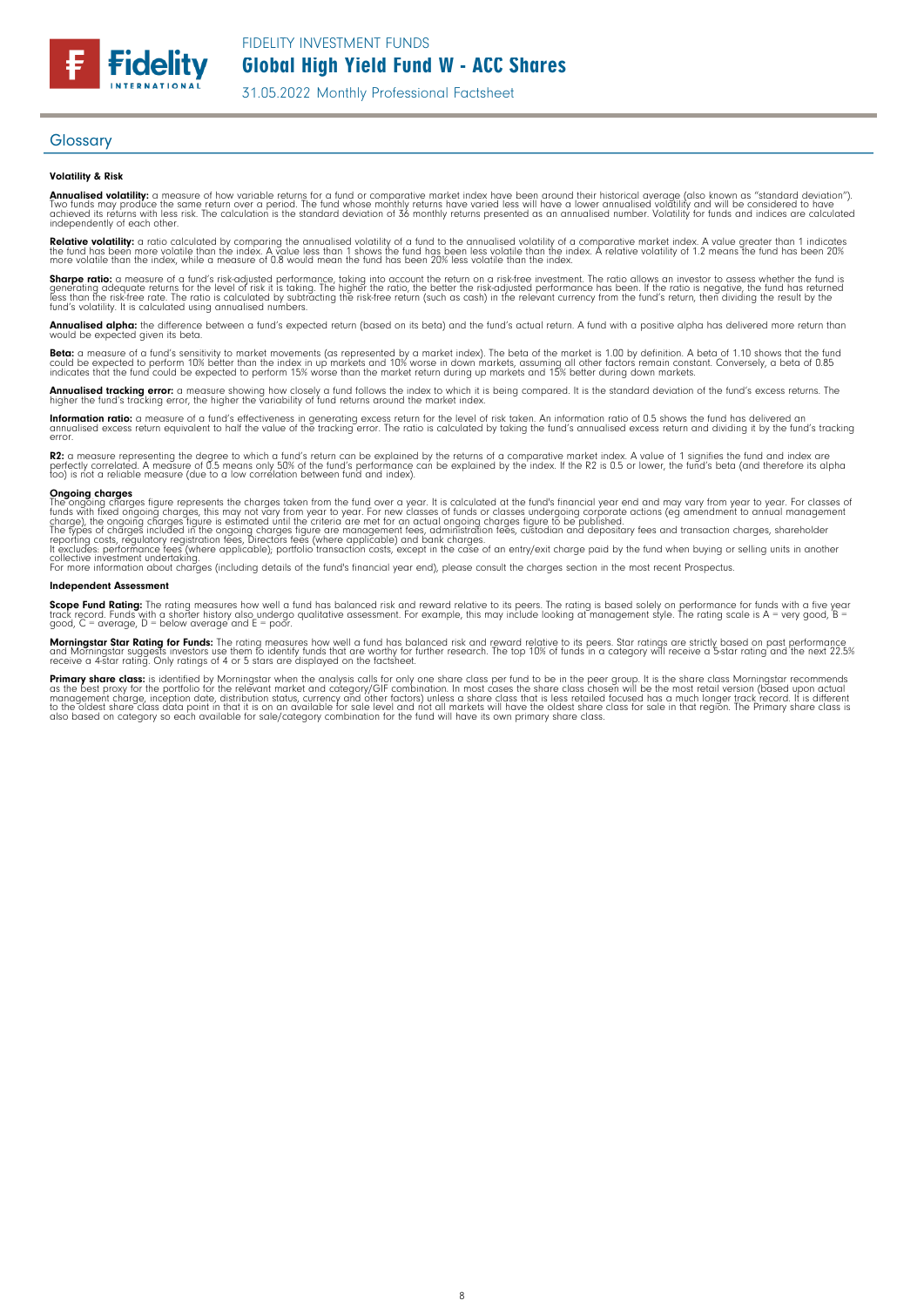## Glossary

### Volatility & Risk

**Annualised volatility:** a measure of how variable returns for a fund or comparative market index have been around their historical average (also known as "standard deviation"). Two funds may produce the same return over a period. The fund whose monthly returns have varied less will have a lower annualised volatility and will be considered to have achieved its returns with less risk. The calculation is the standard deviation of 36 monthly returns presented as an annualised number. Volatility for funds and indices are calculated independently of each other.

**Relative volatility:** a ratio calculated by comparing the annualised volatility of a fund to the annualised volatility of a comparative market index. A value greater than 1 indicates the fund has been more volatile than the index. A value less than 1 shows the fund has been less volatile than the index. A relative volatility of 1.2 means the fund has been 20% more volatile than the index, while a measure of 0.8 would mean the fund has been 20% less volatile than the index.

**Sharpe ratio:** a measure of a fund's risk-adjusted performance, taking into account the return on a risk-free investment. The ratio allows an investor to assess whether the fund is generating adequate returns for the level of risk it is taking. The higher the ratio, the better the risk-adjusted performance has been. If the ratio is negative, the fund has returned less than the risk-free rate. The ratio is calculated by subtracting the risk-free return (such as cash) in the relevant currency from the fund's return, then dividing the result by the fund's volatility. It is calculated using annualised numbers.

**Annualised alpha:** the difference between a fund's expected return (based on its beta) and the fund's actual return. A fund with a positive alpha has delivered more return than would be expected given its beta.

**Beta:** a measure of a fund's sensitivity to market movements (as represented by a market index). The beta of the market is 1.00 by definition. A beta of 1.10 shows that the fund could be expected to perform 10% better than the index in up markets and 10% worse in down markets, assuming all other factors remain constant. Conversely, a beta of 0.85 indicates that the fund could be expected to perform 15% worse than the market return during up markets and 15% better during down markets.

**Annualised tracking error:** a measure showing how closely a fund follows the index to which it is being compared. It is the standard deviation of the fund's excess returns. The higher the fund's tracking error, the higher the variability of fund returns around the market index.

**Information ratio:** a measure of a fund's effectiveness in generating excess return for the level of risk taken. An information ratio of 0.5 shows the fund has delivered an annualised excess return equivalent to half the value of the tracking error. The ratio is calculated by taking the fund's annualised excess return and dividing it by the fund's tracking error.

**R2:** a measure representing the degree to which a fund's return can be explained by the returns of a comparative market index. A value of 1 signifies the fund and index are perfectly correlated. A measure of 0.5 means only 50% of the fund's performance can be explained by the index. If the R2 is 0.5 or lower, the fund's beta (and therefore its alpha too) is not a reliable measure (due to a low correlation between fund and index).

**Ongoing charges**
The ongoing charges figure represents the charges taken from the fund over a year. It is calculated at the fund's financial year end and may vary from year to year. For classes of funds with fixed ongoing charges, this may not vary from year to year. For new classes of funds or classes undergoing corporate actions (eg amendment to annual management charge), the ongoing charges figure is estimated until the criteria are met for an actual ongoing charges figure to be published.
The types of charges included in the ongoing charges figure are management fees, administration fees, custodian and depositary fees and transaction charges, shareholder reporting costs, regulatory registration fees, Directors fees (where applicable) and bank charges.
It excludes: performance fees (where applicable); portfolio transaction costs, except in the case of an entry/exit charge paid by the fund when buying or selling units in another collective investment undertaking.
For more information about charges (including details of the fund's financial year end), please consult the charges section in the most recent Prospectus.

### Independent Assessment

**Scope Fund Rating:** The rating measures how well a fund has balanced risk and reward relative to its peers. The rating is based solely on performance for funds with a five year track record. Funds with a shorter history also undergo qualitative assessment. For example, this may include looking at management style. The rating scale is A = very good, B = good, C = average, D = below average and E = poor.

**Morningstar Star Rating for Funds:** The rating measures how well a fund has balanced risk and reward relative to its peers. Star ratings are strictly based on past performance and Morningstar suggests investors use them to identify funds that are worthy for further research. The top 10% of funds in a category will receive a 5-star rating and the next 22.5% receive a 4-star rating. Only ratings of 4 or 5 stars are displayed on the factsheet.

**Primary share class:** is identified by Morningstar when the analysis calls for only one share class per fund to be in the peer group. It is the share class Morningstar recommends as the best proxy for the portfolio for the relevant market and category/GIF combination. In most cases the share class chosen will be the most retail version (based upon actual management charge, inception date, distribution status, currency and other factors) unless a share class that is less retailed focused has a much longer track record. It is different to the oldest share class data point in that it is on an available for sale level and not all markets will have the oldest share class for sale in that region. The Primary share class is also based on category so each available for sale/category combination for the fund will have its own primary share class.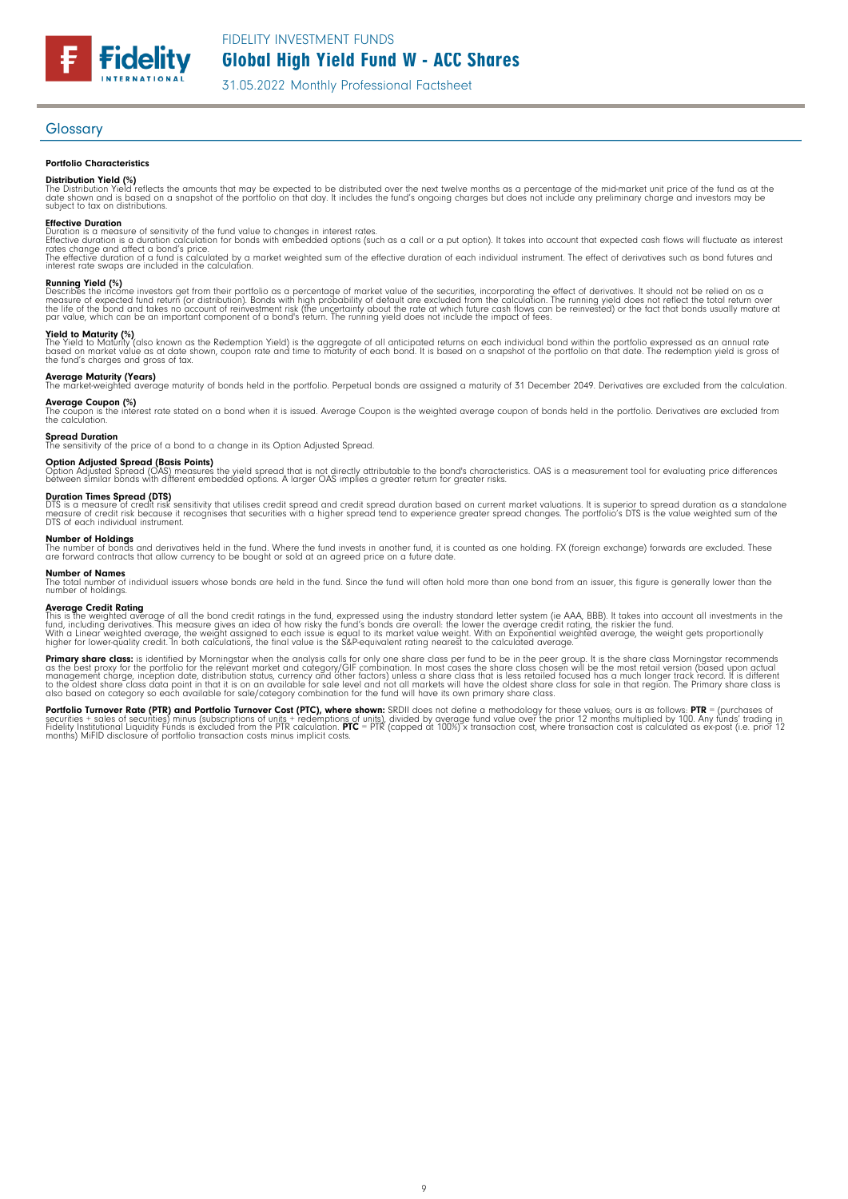## Glossary

### Portfolio Characteristics

**Distribution Yield (%)**
The Distribution Yield reflects the amounts that may be expected to be distributed over the next twelve months as a percentage of the mid-market unit price of the fund as at the date shown and is based on a snapshot of the portfolio on that day. It includes the fund's ongoing charges but does not include any preliminary charge and investors may be subject to tax on distributions.

**Effective Duration**
Duration is a measure of sensitivity of the fund value to changes in interest rates.
Effective duration is a duration calculation for bonds with embedded options (such as a call or a put option). It takes into account that expected cash flows will fluctuate as interest rates change and affect a bond's price.
The effective duration of a fund is calculated by a market weighted sum of the effective duration of each individual instrument. The effect of derivatives such as bond futures and interest rate swaps are included in the calculation.

**Running Yield (%)**
Describes the income investors get from their portfolio as a percentage of market value of the securities, incorporating the effect of derivatives. It should not be relied on as a measure of expected fund return (or distribution). Bonds with high probability of default are excluded from the calculation. The running yield does not reflect the total return over the life of the bond and takes no account of reinvestment risk (the uncertainty about the rate at which future cash flows can be reinvested) or the fact that bonds usually mature at par value, which can be an important component of a bond's return. The running yield does not include the impact of fees.

**Yield to Maturity (%)**
The Yield to Maturity (also known as the Redemption Yield) is the aggregate of all anticipated returns on each individual bond within the portfolio expressed as an annual rate based on market value as at date shown, coupon rate and time to maturity of each bond. It is based on a snapshot of the portfolio on that date. The redemption yield is gross of the fund's charges and gross of tax.

**Average Maturity (Years)**
The market-weighted average maturity of bonds held in the portfolio. Perpetual bonds are assigned a maturity of 31 December 2049. Derivatives are excluded from the calculation.

**Average Coupon (%)**
The coupon is the interest rate stated on a bond when it is issued. Average Coupon is the weighted average coupon of bonds held in the portfolio. Derivatives are excluded from the calculation.

**Spread Duration**
The sensitivity of the price of a bond to a change in its Option Adjusted Spread.

**Option Adjusted Spread (Basis Points)**
Option Adjusted Spread (OAS) measures the yield spread that is not directly attributable to the bond's characteristics. OAS is a measurement tool for evaluating price differences between similar bonds with different embedded options. A larger OAS implies a greater return for greater risks.

**Duration Times Spread (DTS)**
DTS is a measure of credit risk sensitivity that utilises credit spread and credit spread duration based on current market valuations. It is superior to spread duration as a standalone measure of credit risk because it recognises that securities with a higher spread tend to experience greater spread changes. The portfolio's DTS is the value weighted sum of the DTS of each individual instrument.

**Number of Holdings**
The number of bonds and derivatives held in the fund. Where the fund invests in another fund, it is counted as one holding. FX (foreign exchange) forwards are excluded. These are forward contracts that allow currency to be bought or sold at an agreed price on a future date.

**Number of Names**
The total number of individual issuers whose bonds are held in the fund. Since the fund will often hold more than one bond from an issuer, this figure is generally lower than the number of holdings.

**Average Credit Rating**
This is the weighted average of all the bond credit ratings in the fund, expressed using the industry standard letter system (ie AAA, BBB). It takes into account all investments in the fund, including derivatives. This measure gives an idea of how risky the fund's bonds are overall: the lower the average credit rating, the riskier the fund.
With a Linear weighted average, the weight assigned to each issue is equal to its market value weight. With an Exponential weighted average, the weight gets proportionally higher for lower-quality credit. In both calculations, the final value is the S&P-equivalent rating nearest to the calculated average.

**Primary share class:** is identified by Morningstar when the analysis calls for only one share class per fund to be in the peer group. It is the share class Morningstar recommends as the best proxy for the portfolio for the relevant market and category/GIF combination. In most cases the share class chosen will be the most retail version (based upon actual management charge, inception date, distribution status, currency and other factors) unless a share class that is less retailed focused has a much longer track record. It is different to the oldest share class data point in that it is on an available for sale level and not all markets will have the oldest share class for sale in that region. The Primary share class is also based on category so each available for sale/category combination for the fund will have its own primary share class.

**Portfolio Turnover Rate (PTR) and Portfolio Turnover Cost (PTC), where shown:** SRDII does not define a methodology for these values; ours is as follows: **PTR** = (purchases of securities + sales of securities) minus (subscriptions of units + redemptions of units), divided by average fund value over the prior 12 months multiplied by 100. Any funds' trading in Fidelity Institutional Liquidity Funds is excluded from the PTR calculation. **PTC** = PTR (capped at 100%) x transaction cost, where transaction cost is calculated as ex-post (i.e. prior 12 months) MiFID disclosure of portfolio transaction costs minus implicit costs.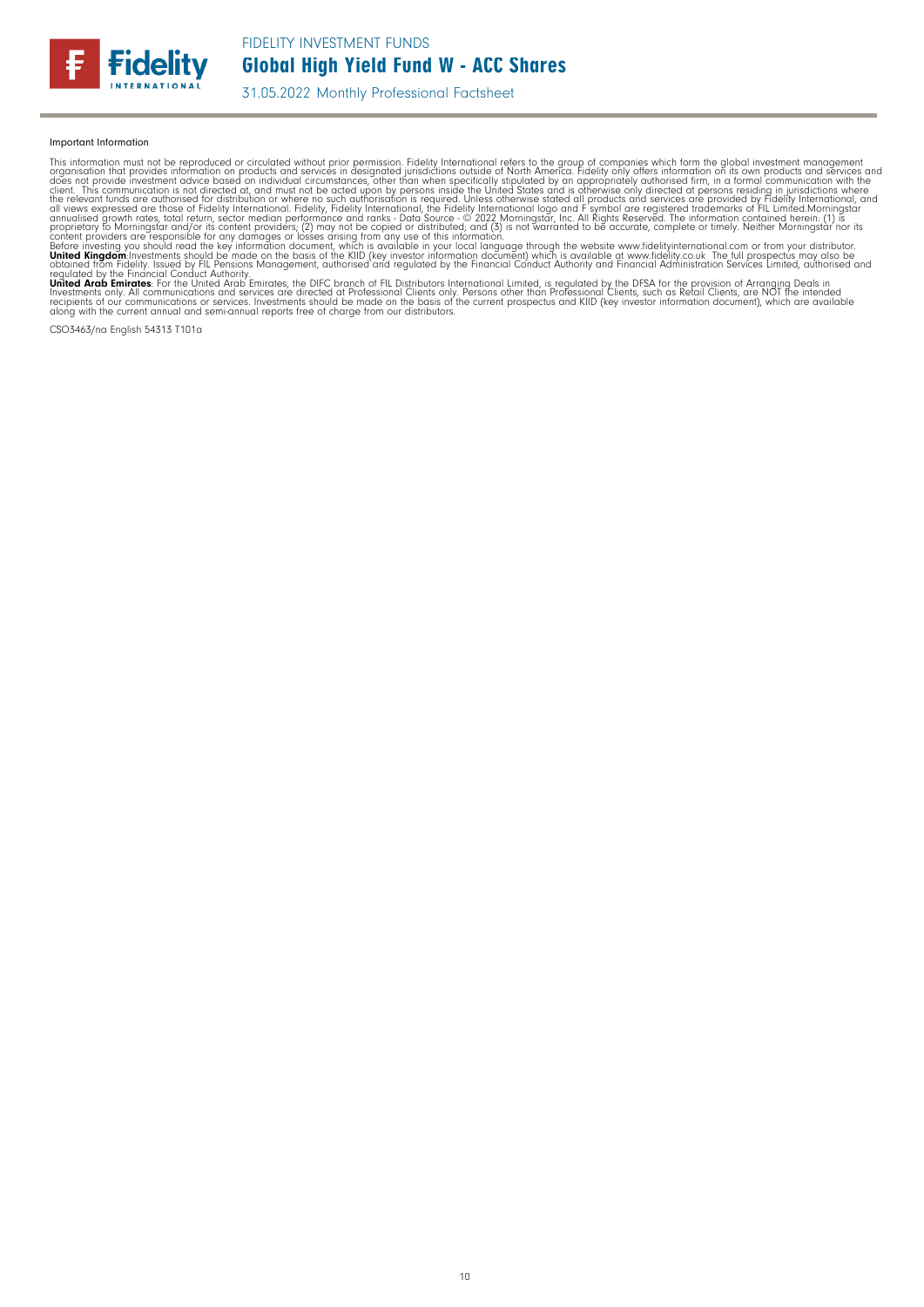Important Information

This information must not be reproduced or circulated without prior permission. Fidelity International refers to the group of companies which form the global investment management organisation that provides information on products and services in designated jurisdictions outside of North America. Fidelity only offers information on its own products and services and does not provide investment advice based on individual circumstances, other than when specifically stipulated by an appropriately authorised firm, in a formal communication with the client. This communication is not directed at, and must not be acted upon by persons inside the United States and is otherwise only directed at persons residing in jurisdictions where the relevant funds are authorised for distribution or where no such authorisation is required. Unless otherwise stated all products and services are provided by Fidelity International, and all views expressed are those of Fidelity International. Fidelity, Fidelity International, the Fidelity International logo and F symbol are registered trademarks of FIL Limited.Morningstar annualised growth rates, total return, sector median performance and ranks - Data Source - © 2022 Morningstar, Inc. All Rights Reserved. The information contained herein: (1) is proprietary to Morningstar and/or its content providers; (2) may not be copied or distributed; and (3) is not warranted to be accurate, complete or timely. Neither Morningstar nor its content providers are responsible for any damages or losses arising from any use of this information.
Before investing you should read the key information document, which is available in your local language through the website www.fidelityinternational.com or from your distributor.
**United Kingdom**:Investments should be made on the basis of the KIID (key investor information document) which is available at www.fidelity.co.uk The full prospectus may also be obtained from Fidelity. Issued by FIL Pensions Management, authorised and regulated by the Financial Conduct Authority and Financial Administration Services Limited, authorised and regulated by the Financial Conduct Authority.
**United Arab Emirates**: For the United Arab Emirates, the DIFC branch of FIL Distributors International Limited, is regulated by the DFSA for the provision of Arranging Deals in Investments only. All communications and services are directed at Professional Clients only. Persons other than Professional Clients, such as Retail Clients, are NOT the intended recipients of our communications or services. Investments should be made on the basis of the current prospectus and KIID (key investor information document), which are available along with the current annual and semi-annual reports free of charge from our distributors.

CSO3463/na English 54313 T101a